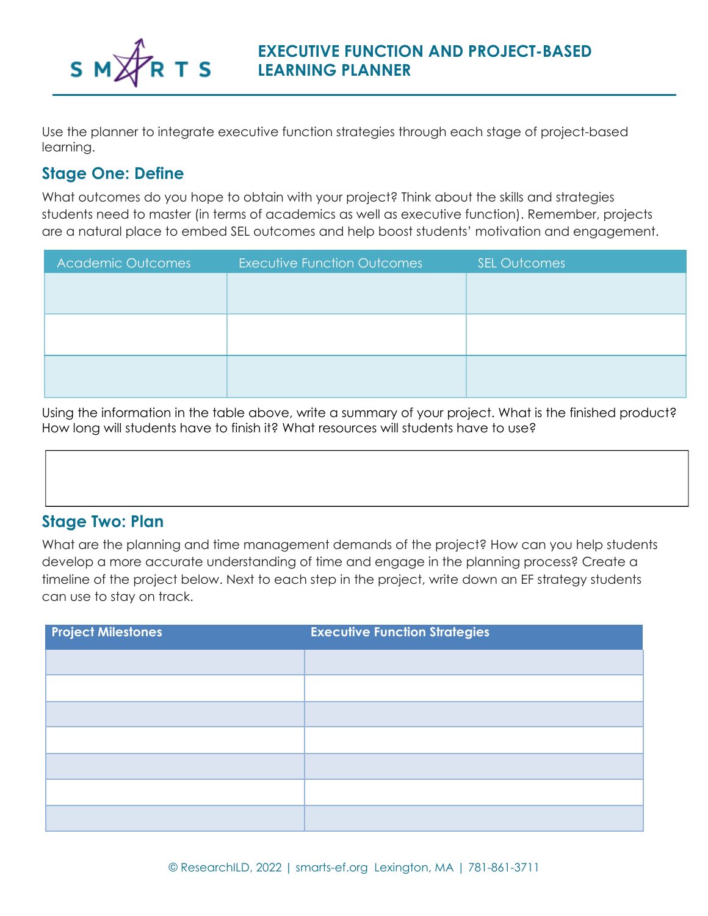# EXECUTIVE FUNCTION AND PROJECT-BASED LEARNING PLANNER

Use the planner to integrate executive function strategies through each stage of project-based learning.

## Stage One: Define

What outcomes do you hope to obtain with your project? Think about the skills and strategies students need to master (in terms of academics as well as executive function). Remember, projects are a natural place to embed SEL outcomes and help boost students' motivation and engagement.

| Academic Outcomes | Executive Function Outcomes | SEL Outcomes |
| --- | --- | --- |
| | | |
| | | |
| | | |

Using the information in the table above, write a summary of your project. What is the finished product? How long will students have to finish it? What resources will students have to use?

| |
| --- |
| |

## Stage Two: Plan

What are the planning and time management demands of the project? How can you help students develop a more accurate understanding of time and engage in the planning process? Create a timeline of the project below. Next to each step in the project, write down an EF strategy students can use to stay on track.

| Project Milestones | Executive Function Strategies |
| --- | --- |
| | |
| | |
| | |
| | |
| | |
| | |
| | |

© ResearchILD, 2022 | smarts-ef.org Lexington, MA | 781-861-3711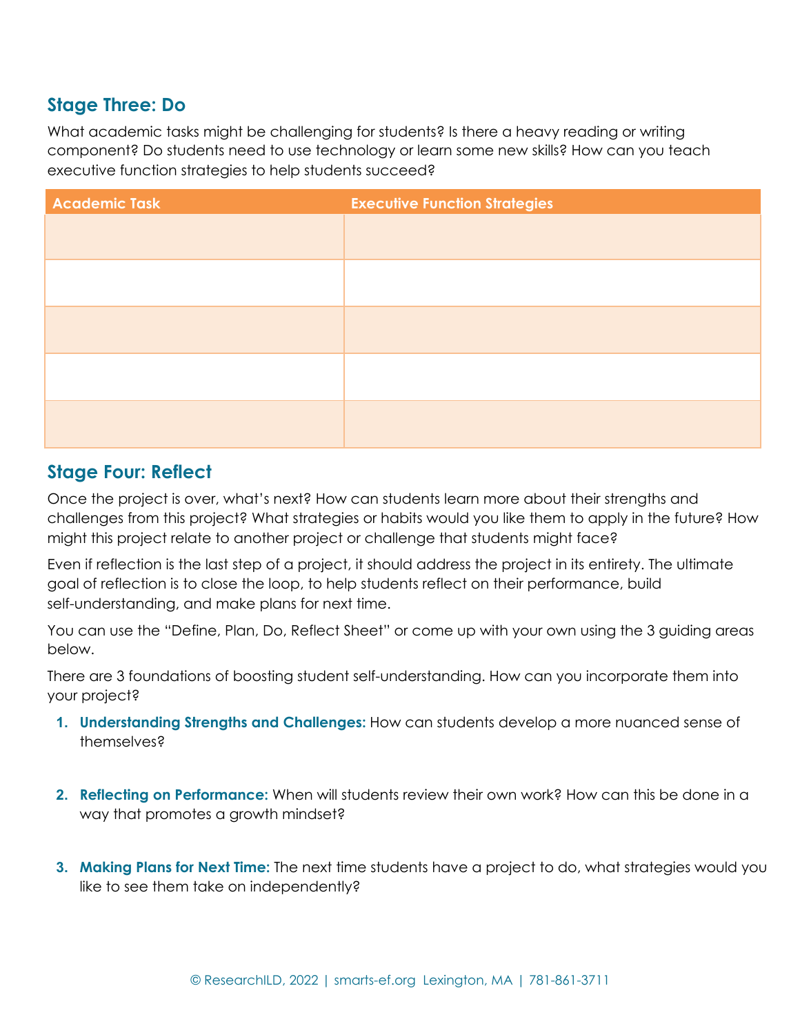## Stage Three: Do

What academic tasks might be challenging for students? Is there a heavy reading or writing component? Do students need to use technology or learn some new skills? How can you teach executive function strategies to help students succeed?

| Academic Task | Executive Function Strategies |
|---|---|
| | |
| | |
| | |
| | |
| | |

## Stage Four: Reflect

Once the project is over, what's next? How can students learn more about their strengths and challenges from this project? What strategies or habits would you like them to apply in the future? How might this project relate to another project or challenge that students might face?

Even if reflection is the last step of a project, it should address the project in its entirety. The ultimate goal of reflection is to close the loop, to help students reflect on their performance, build self-understanding, and make plans for next time.

You can use the "Define, Plan, Do, Reflect Sheet" or come up with your own using the 3 guiding areas below.

There are 3 foundations of boosting student self-understanding. How can you incorporate them into your project?

1. **Understanding Strengths and Challenges:** How can students develop a more nuanced sense of themselves?

2. **Reflecting on Performance:** When will students review their own work? How can this be done in a way that promotes a growth mindset?

3. **Making Plans for Next Time:** The next time students have a project to do, what strategies would you like to see them take on independently?

© ResearchILD, 2022 | smarts-ef.org Lexington, MA | 781-861-3711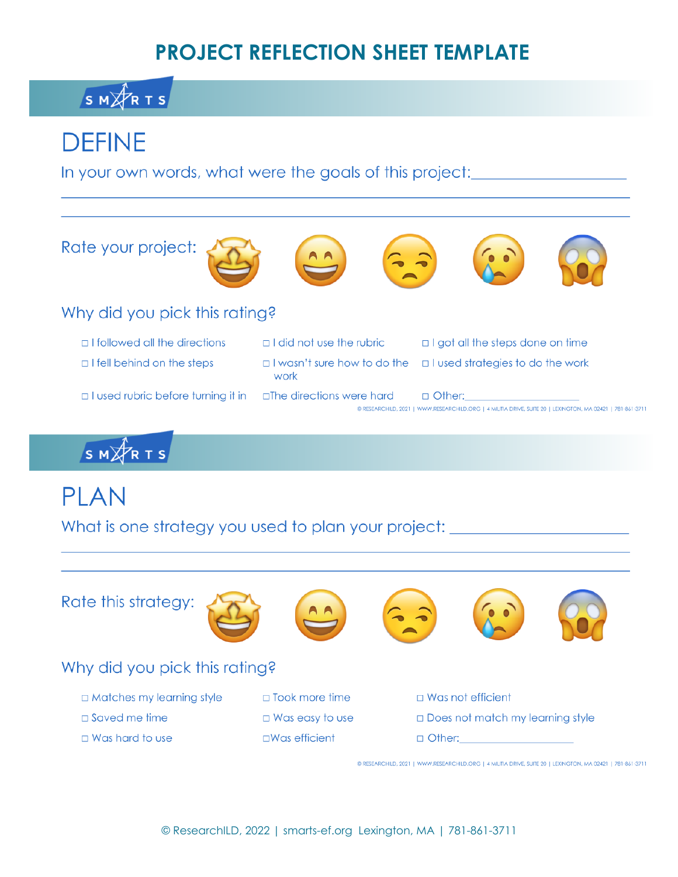# PROJECT REFLECTION SHEET TEMPLATE

SMARTS

## DEFINE

In your own words, what were the goals of this project:\_\_\_\_\_\_\_\_\_\_\_\_\_\_\_\_\_\_\_\_

\_\_\_\_\_\_\_\_\_\_\_\_\_\_\_\_\_\_\_\_\_\_\_\_\_\_\_\_\_\_\_\_\_\_\_\_\_\_\_\_\_\_\_\_\_\_\_\_\_\_\_\_\_\_\_\_\_\_\_\_\_\_\_\_

\_\_\_\_\_\_\_\_\_\_\_\_\_\_\_\_\_\_\_\_\_\_\_\_\_\_\_\_\_\_\_\_\_\_\_\_\_\_\_\_\_\_\_\_\_\_\_\_\_\_\_\_\_\_\_\_\_\_\_\_\_\_\_\_

Rate your project: 🤩 😄 😒 😢 😱

Why did you pick this rating?

- ◻ I followed all the directions
- ◻ I did not use the rubric
- ◻ I got all the steps done on time
- ◻ I fell behind on the steps
- ◻ I wasn't sure how to do the work
- ◻ I used strategies to do the work
- ◻ I used rubric before turning it in
- ◻The directions were hard
- ◻ Other:\_\_\_\_\_\_\_\_\_\_\_\_\_\_\_\_\_\_\_\_

© RESEARCHILD, 2021 | WWW.RESEARCHILD.ORG | 4 MILITIA DRIVE, SUITE 20 | LEXINGTON, MA 02421 | 781-861-3711

SMARTS

## PLAN

What is one strategy you used to plan your project: \_\_\_\_\_\_\_\_\_\_\_\_\_\_\_\_\_\_\_\_

\_\_\_\_\_\_\_\_\_\_\_\_\_\_\_\_\_\_\_\_\_\_\_\_\_\_\_\_\_\_\_\_\_\_\_\_\_\_\_\_\_\_\_\_\_\_\_\_\_\_\_\_\_\_\_\_\_\_\_\_\_\_\_\_

\_\_\_\_\_\_\_\_\_\_\_\_\_\_\_\_\_\_\_\_\_\_\_\_\_\_\_\_\_\_\_\_\_\_\_\_\_\_\_\_\_\_\_\_\_\_\_\_\_\_\_\_\_\_\_\_\_\_\_\_\_\_\_\_

Rate this strategy: 🤩 😄 😒 😢 😱

Why did you pick this rating?

- ◻ Matches my learning style
- ◻ Took more time
- ◻ Was not efficient
- ◻ Saved me time
- ◻ Was easy to use
- ◻ Does not match my learning style
- ◻ Was hard to use
- ◻Was efficient
- ◻ Other:\_\_\_\_\_\_\_\_\_\_\_\_\_\_\_\_\_\_\_\_

© RESEARCHILD, 2021 | WWW.RESEARCHILD.ORG | 4 MILITIA DRIVE, SUITE 20 | LEXINGTON, MA 02421 | 781-861-3711

© ResearchILD, 2022 | smarts-ef.org Lexington, MA | 781-861-3711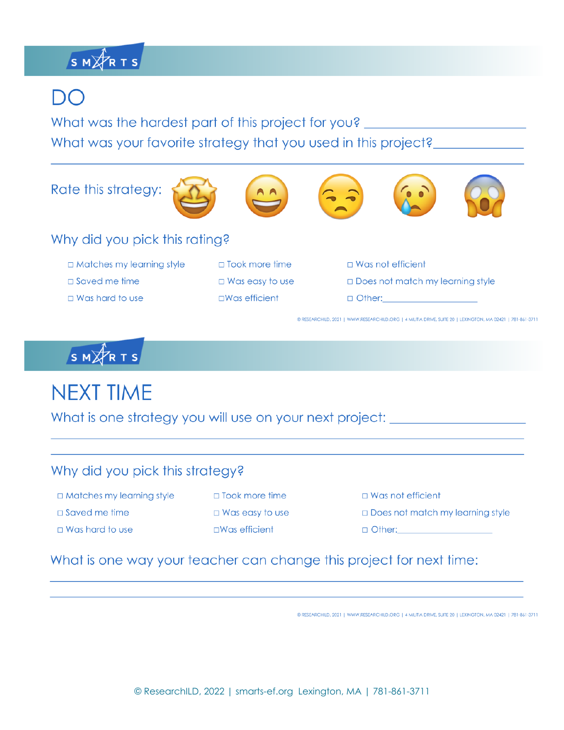SMARTS

# DO

What was the hardest part of this project for you? ______________________________

What was your favorite strategy that you used in this project? ______________________________

______________________________________________________________________

Rate this strategy:

Why did you pick this rating?

- ☐ Matches my learning style
- ☐ Saved me time
- ☐ Was hard to use
- ☐ Took more time
- ☐ Was easy to use
- ☐ Was efficient
- ☐ Was not efficient
- ☐ Does not match my learning style
- ☐ Other: ____________________

© RESEARCHILD, 2021 | WWW.RESEARCHILD.ORG | 4 MILITIA DRIVE, SUITE 20 | LEXINGTON, MA 02421 | 781-861-3711

SMARTS

# NEXT TIME

What is one strategy you will use on your next project: ______________________________

______________________________________________________________________

______________________________________________________________________

Why did you pick this strategy?

- ☐ Matches my learning style
- ☐ Saved me time
- ☐ Was hard to use
- ☐ Took more time
- ☐ Was easy to use
- ☐ Was efficient
- ☐ Was not efficient
- ☐ Does not match my learning style
- ☐ Other: ____________________

What is one way your teacher can change this project for next time:

______________________________________________________________________

______________________________________________________________________

© RESEARCHILD, 2021 | WWW.RESEARCHILD.ORG | 4 MILITIA DRIVE, SUITE 20 | LEXINGTON, MA 02421 | 781-861-3711